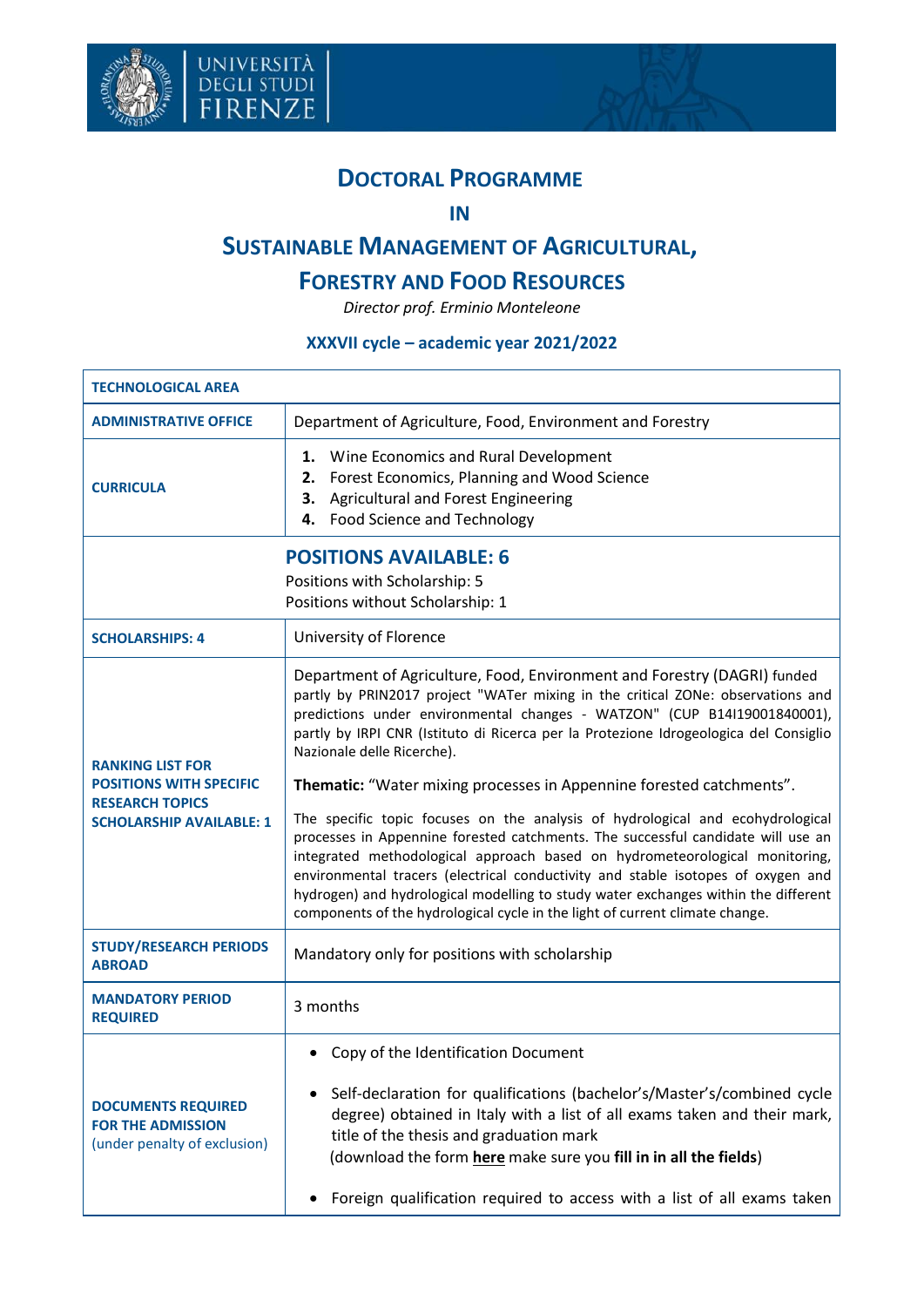# Doctoral Programme

## in

# Sustainable Management of Agricultural, Forestry and Food Resources

*Director prof. Erminio Monteleone*

### XXXVII cycle – academic year 2021/2022

| **TECHNOLOGICAL AREA** | |
|---|---|
| **ADMINISTRATIVE OFFICE** | Department of Agriculture, Food, Environment and Forestry |
| **CURRICULA** | **1.** Wine Economics and Rural Development<br>**2.** Forest Economics, Planning and Wood Science<br>**3.** Agricultural and Forest Engineering<br>**4.** Food Science and Technology |
| **POSITIONS AVAILABLE: 6**<br>Positions with Scholarship: 5<br>Positions without Scholarship: 1 | |
| **SCHOLARSHIPS: 4** | University of Florence |
| **RANKING LIST FOR POSITIONS WITH SPECIFIC RESEARCH TOPICS SCHOLARSHIP AVAILABLE: 1** | Department of Agriculture, Food, Environment and Forestry (DAGRI) funded partly by PRIN2017 project "WATer mixing in the critical ZONe: observations and predictions under environmental changes - WATZON" (CUP B14I19001840001), partly by IRPI CNR (Istituto di Ricerca per la Protezione Idrogeologica del Consiglio Nazionale delle Ricerche).<br><br>**Thematic:** "Water mixing processes in Appennine forested catchments".<br><br>The specific topic focuses on the analysis of hydrological and ecohydrological processes in Appennine forested catchments. The successful candidate will use an integrated methodological approach based on hydrometeorological monitoring, environmental tracers (electrical conductivity and stable isotopes of oxygen and hydrogen) and hydrological modelling to study water exchanges within the different components of the hydrological cycle in the light of current climate change. |
| **STUDY/RESEARCH PERIODS ABROAD** | Mandatory only for positions with scholarship |
| **MANDATORY PERIOD REQUIRED** | 3 months |
| **DOCUMENTS REQUIRED FOR THE ADMISSION** (under penalty of exclusion) | • Copy of the Identification Document<br><br>• Self-declaration for qualifications (bachelor's/Master's/combined cycle degree) obtained in Italy with a list of all exams taken and their mark, title of the thesis and graduation mark (download the form **here** make sure you **fill in in all the fields**)<br><br>• Foreign qualification required to access with a list of all exams taken |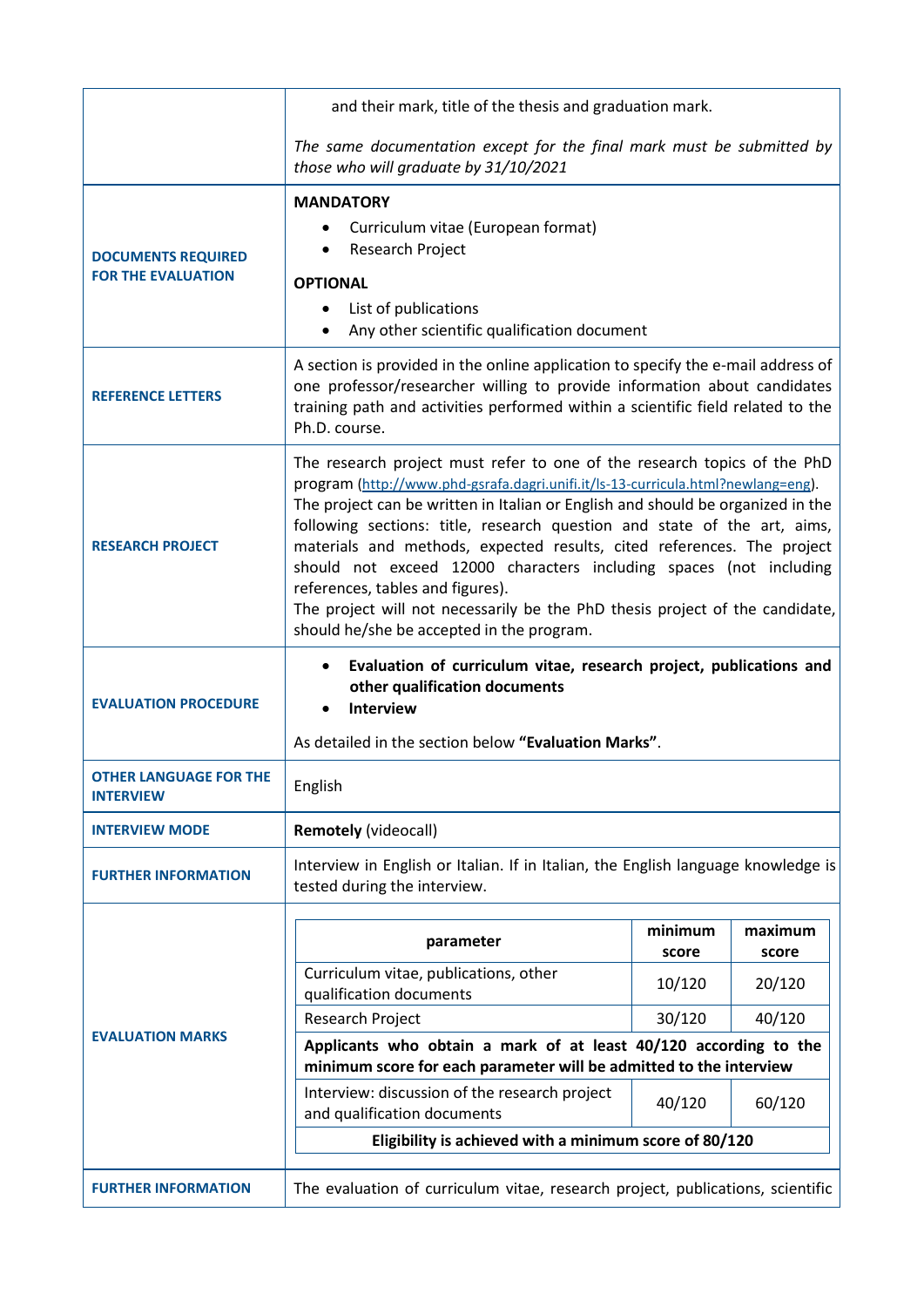| | |
|---|---|
| | and their mark, title of the thesis and graduation mark.<br><br>*The same documentation except for the final mark must be submitted by those who will graduate by 31/10/2021* |
| **DOCUMENTS REQUIRED FOR THE EVALUATION** | **MANDATORY**<br>• Curriculum vitae (European format)<br>• Research Project<br><br>**OPTIONAL**<br>• List of publications<br>• Any other scientific qualification document |
| **REFERENCE LETTERS** | A section is provided in the online application to specify the e-mail address of one professor/researcher willing to provide information about candidates training path and activities performed within a scientific field related to the Ph.D. course. |
| **RESEARCH PROJECT** | The research project must refer to one of the research topics of the PhD program (http://www.phd-gsrafa.dagri.unifi.it/ls-13-curricula.html?newlang=eng). The project can be written in Italian or English and should be organized in the following sections: title, research question and state of the art, aims, materials and methods, expected results, cited references. The project should not exceed 12000 characters including spaces (not including references, tables and figures).<br>The project will not necessarily be the PhD thesis project of the candidate, should he/she be accepted in the program. |
| **EVALUATION PROCEDURE** | • **Evaluation of curriculum vitae, research project, publications and other qualification documents**<br>• **Interview**<br><br>As detailed in the section below **"Evaluation Marks"**. |
| **OTHER LANGUAGE FOR THE INTERVIEW** | English |
| **INTERVIEW MODE** | **Remotely** (videocall) |
| **FURTHER INFORMATION** | Interview in English or Italian. If in Italian, the English language knowledge is tested during the interview. |
| **EVALUATION MARKS** | (see table below) |
| **FURTHER INFORMATION** | The evaluation of curriculum vitae, research project, publications, scientific |

**EVALUATION MARKS**

| parameter | minimum score | maximum score |
|---|---|---|
| Curriculum vitae, publications, other qualification documents | 10/120 | 20/120 |
| Research Project | 30/120 | 40/120 |
| **Applicants who obtain a mark of at least 40/120 according to the minimum score for each parameter will be admitted to the interview** | | |
| Interview: discussion of the research project and qualification documents | 40/120 | 60/120 |
| **Eligibility is achieved with a minimum score of 80/120** | | |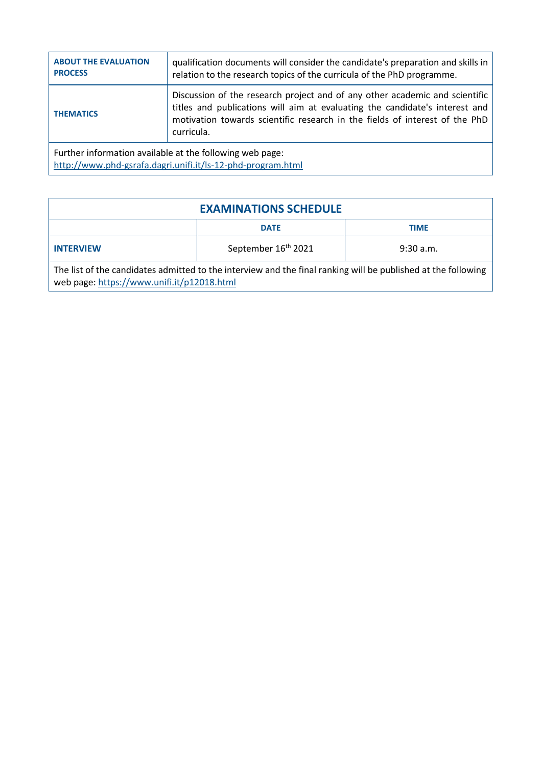| | |
|---|---|
| **ABOUT THE EVALUATION PROCESS** | qualification documents will consider the candidate's preparation and skills in relation to the research topics of the curricula of the PhD programme. |
| **THEMATICS** | Discussion of the research project and of any other academic and scientific titles and publications will aim at evaluating the candidate's interest and motivation towards scientific research in the fields of interest of the PhD curricula. |
| Further information available at the following web page: [http://www.phd-gsrafa.dagri.unifi.it/ls-12-phd-program.html](http://www.phd-gsrafa.dagri.unifi.it/ls-12-phd-program.html) | |

## EXAMINATIONS SCHEDULE

| | DATE | TIME |
|---|---|---|
| **INTERVIEW** | September 16th 2021 | 9:30 a.m. |

The list of the candidates admitted to the interview and the final ranking will be published at the following web page: [https://www.unifi.it/p12018.html](https://www.unifi.it/p12018.html)